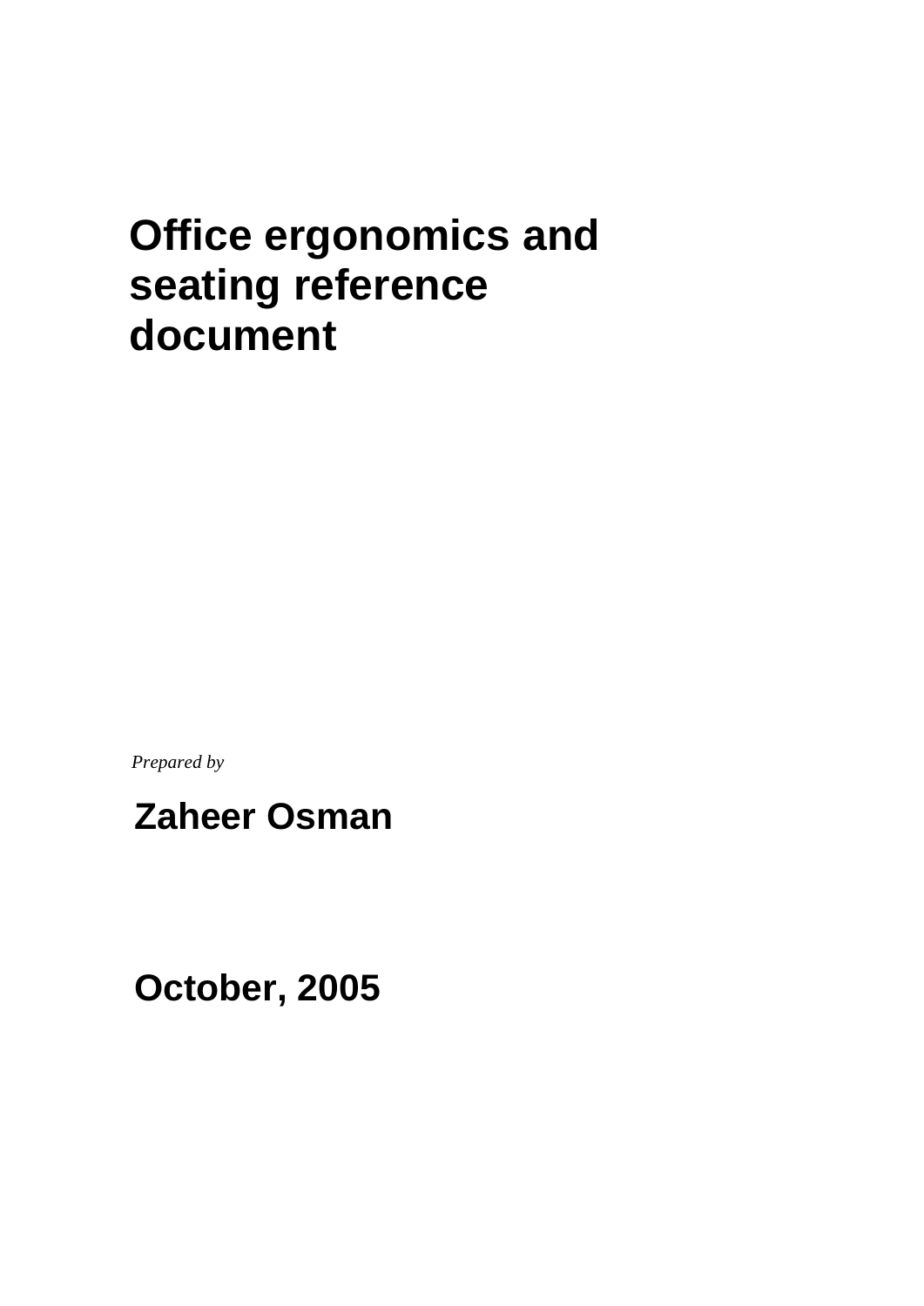# Office ergonomics and seating reference document

*Prepared by*

**Zaheer Osman**

**October, 2005**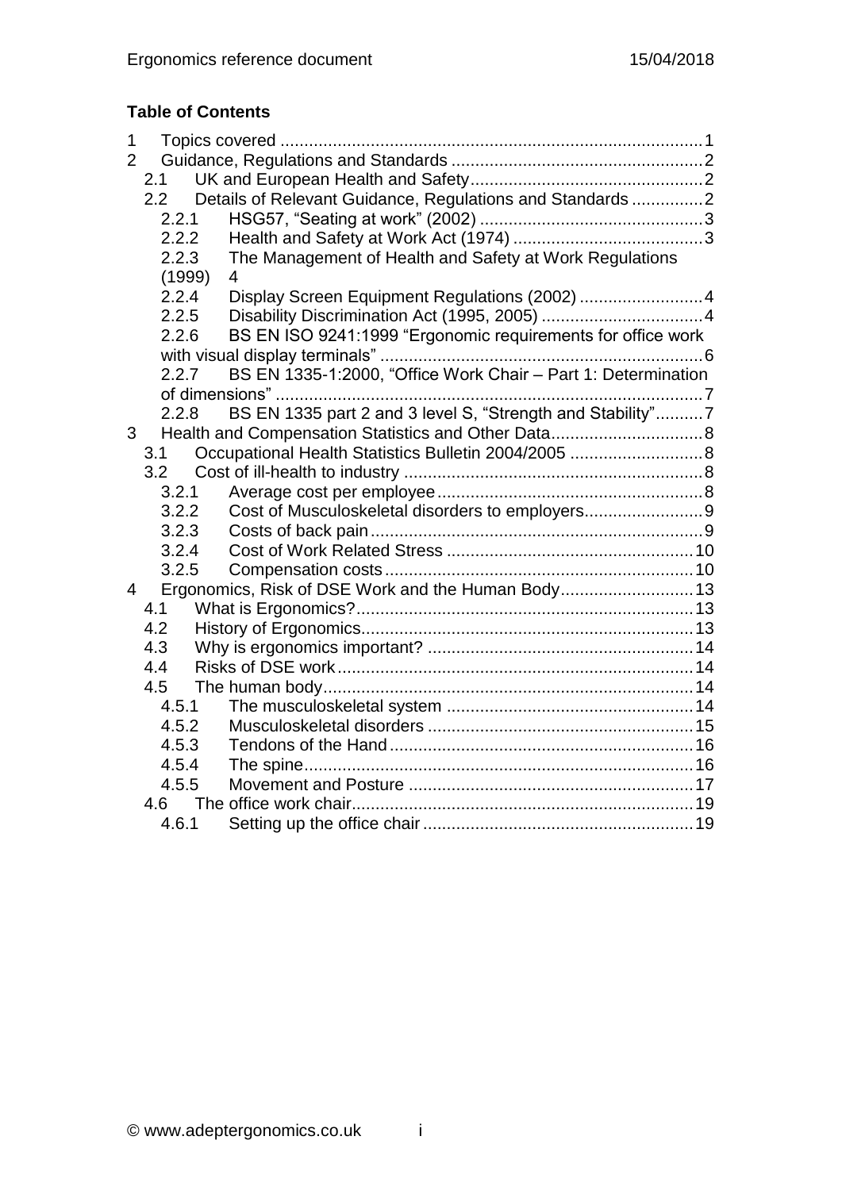**Table of Contents**

- 1 Topics covered ........................................................................................ 1
- 2 Guidance, Regulations and Standards ..................................................... 2
  - 2.1 UK and European Health and Safety................................................ 2
  - 2.2 Details of Relevant Guidance, Regulations and Standards ............... 2
    - 2.2.1 HSG57, “Seating at work” (2002) ............................................... 3
    - 2.2.2 Health and Safety at Work Act (1974) ........................................ 3
    - 2.2.3 The Management of Health and Safety at Work Regulations (1999) 4
    - 2.2.4 Display Screen Equipment Regulations (2002) .......................... 4
    - 2.2.5 Disability Discrimination Act (1995, 2005) .................................. 4
    - 2.2.6 BS EN ISO 9241:1999 “Ergonomic requirements for office work with visual display terminals” .................................................................... 6
    - 2.2.7 BS EN 1335-1:2000, “Office Work Chair – Part 1: Determination of dimensions” .......................................................................................... 7
    - 2.2.8 BS EN 1335 part 2 and 3 level S, “Strength and Stability”.......... 7
- 3 Health and Compensation Statistics and Other Data................................ 8
  - 3.1 Occupational Health Statistics Bulletin 2004/2005 ............................ 8
  - 3.2 Cost of ill-health to industry ............................................................... 8
    - 3.2.1 Average cost per employee........................................................ 8
    - 3.2.2 Cost of Musculoskeletal disorders to employers......................... 9
    - 3.2.3 Costs of back pain ..................................................................... 9
    - 3.2.4 Cost of Work Related Stress .................................................... 10
    - 3.2.5 Compensation costs ................................................................. 10
- 4 Ergonomics, Risk of DSE Work and the Human Body............................ 13
  - 4.1 What is Ergonomics?...................................................................... 13
  - 4.2 History of Ergonomics..................................................................... 13
  - 4.3 Why is ergonomics important? ........................................................ 14
  - 4.4 Risks of DSE work .......................................................................... 14
  - 4.5 The human body............................................................................. 14
    - 4.5.1 The musculoskeletal system .................................................... 14
    - 4.5.2 Musculoskeletal disorders ........................................................ 15
    - 4.5.3 Tendons of the Hand ............................................................... 16
    - 4.5.4 The spine................................................................................. 16
    - 4.5.5 Movement and Posture ............................................................ 17
  - 4.6 The office work chair....................................................................... 19
    - 4.6.1 Setting up the office chair ........................................................ 19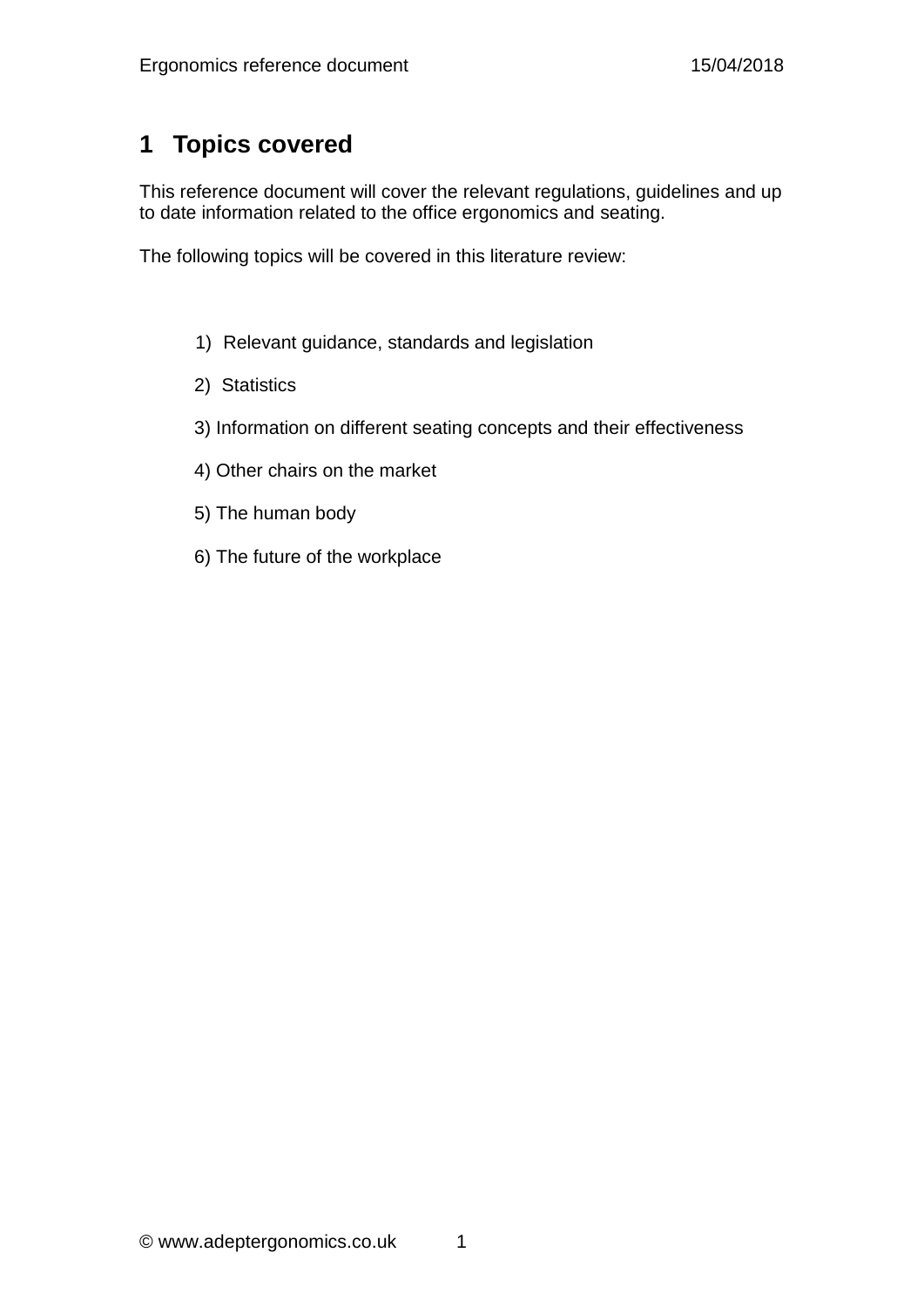# 1 Topics covered

This reference document will cover the relevant regulations, guidelines and up to date information related to the office ergonomics and seating.

The following topics will be covered in this literature review:

1) Relevant guidance, standards and legislation
2) Statistics
3) Information on different seating concepts and their effectiveness
4) Other chairs on the market
5) The human body
6) The future of the workplace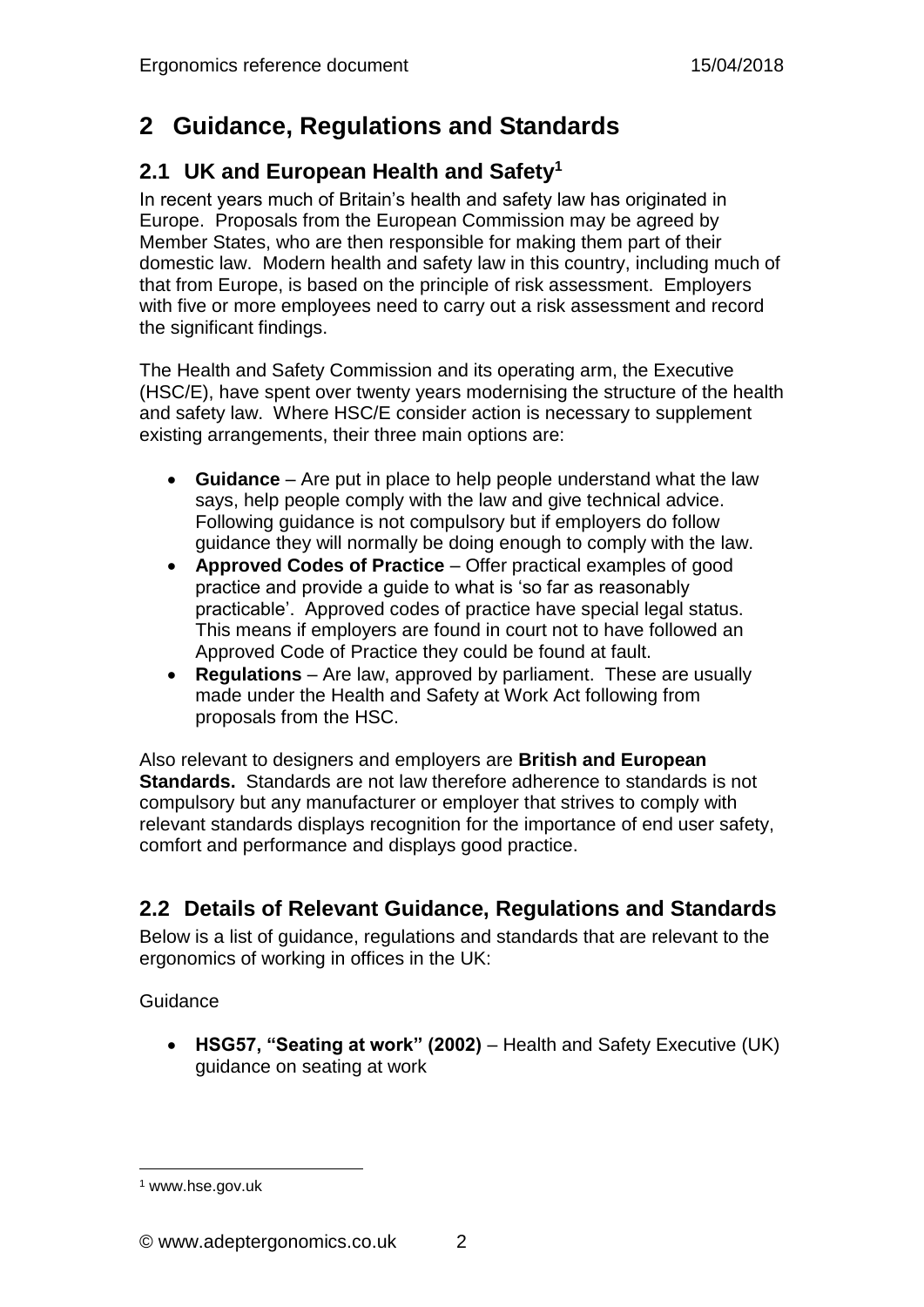# 2 Guidance, Regulations and Standards

## 2.1 UK and European Health and Safety[1]

In recent years much of Britain's health and safety law has originated in Europe. Proposals from the European Commission may be agreed by Member States, who are then responsible for making them part of their domestic law. Modern health and safety law in this country, including much of that from Europe, is based on the principle of risk assessment. Employers with five or more employees need to carry out a risk assessment and record the significant findings.

The Health and Safety Commission and its operating arm, the Executive (HSC/E), have spent over twenty years modernising the structure of the health and safety law. Where HSC/E consider action is necessary to supplement existing arrangements, their three main options are:

- **Guidance** – Are put in place to help people understand what the law says, help people comply with the law and give technical advice. Following guidance is not compulsory but if employers do follow guidance they will normally be doing enough to comply with the law.
- **Approved Codes of Practice** – Offer practical examples of good practice and provide a guide to what is 'so far as reasonably practicable'. Approved codes of practice have special legal status. This means if employers are found in court not to have followed an Approved Code of Practice they could be found at fault.
- **Regulations** – Are law, approved by parliament. These are usually made under the Health and Safety at Work Act following from proposals from the HSC.

Also relevant to designers and employers are **British and European Standards.** Standards are not law therefore adherence to standards is not compulsory but any manufacturer or employer that strives to comply with relevant standards displays recognition for the importance of end user safety, comfort and performance and displays good practice.

## 2.2 Details of Relevant Guidance, Regulations and Standards

Below is a list of guidance, regulations and standards that are relevant to the ergonomics of working in offices in the UK:

Guidance

- **HSG57, "Seating at work" (2002)** – Health and Safety Executive (UK) guidance on seating at work

[1] www.hse.gov.uk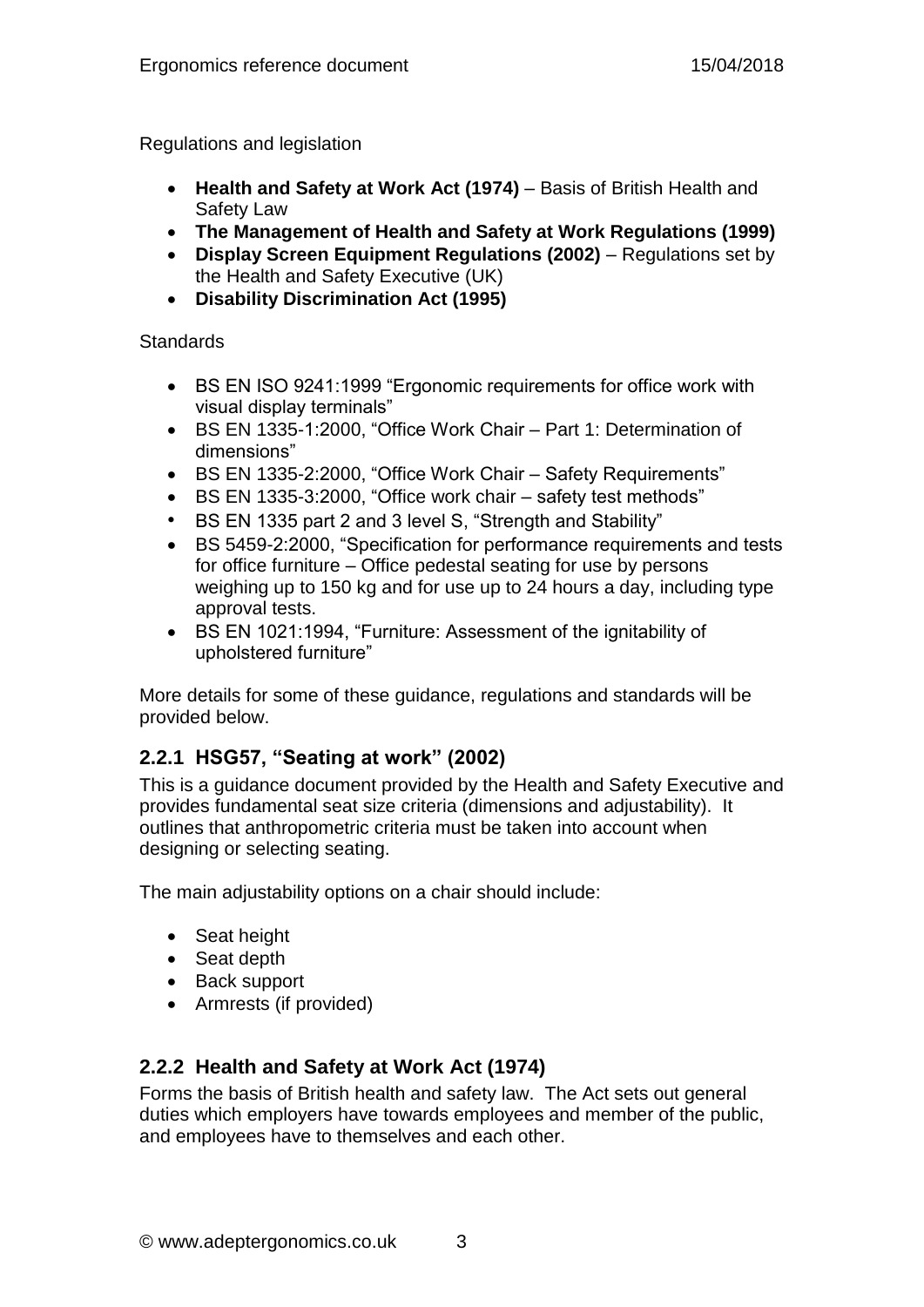Regulations and legislation

- **Health and Safety at Work Act (1974)** – Basis of British Health and Safety Law
- **The Management of Health and Safety at Work Regulations (1999)**
- **Display Screen Equipment Regulations (2002)** – Regulations set by the Health and Safety Executive (UK)
- **Disability Discrimination Act (1995)**

Standards

- BS EN ISO 9241:1999 "Ergonomic requirements for office work with visual display terminals"
- BS EN 1335-1:2000, "Office Work Chair – Part 1: Determination of dimensions"
- BS EN 1335-2:2000, "Office Work Chair – Safety Requirements"
- BS EN 1335-3:2000, "Office work chair – safety test methods"
- BS EN 1335 part 2 and 3 level S, "Strength and Stability"
- BS 5459-2:2000, "Specification for performance requirements and tests for office furniture – Office pedestal seating for use by persons weighing up to 150 kg and for use up to 24 hours a day, including type approval tests.
- BS EN 1021:1994, "Furniture: Assessment of the ignitability of upholstered furniture"

More details for some of these guidance, regulations and standards will be provided below.

### 2.2.1 HSG57, "Seating at work" (2002)

This is a guidance document provided by the Health and Safety Executive and provides fundamental seat size criteria (dimensions and adjustability). It outlines that anthropometric criteria must be taken into account when designing or selecting seating.

The main adjustability options on a chair should include:

- Seat height
- Seat depth
- Back support
- Armrests (if provided)

### 2.2.2 Health and Safety at Work Act (1974)

Forms the basis of British health and safety law. The Act sets out general duties which employers have towards employees and member of the public, and employees have to themselves and each other.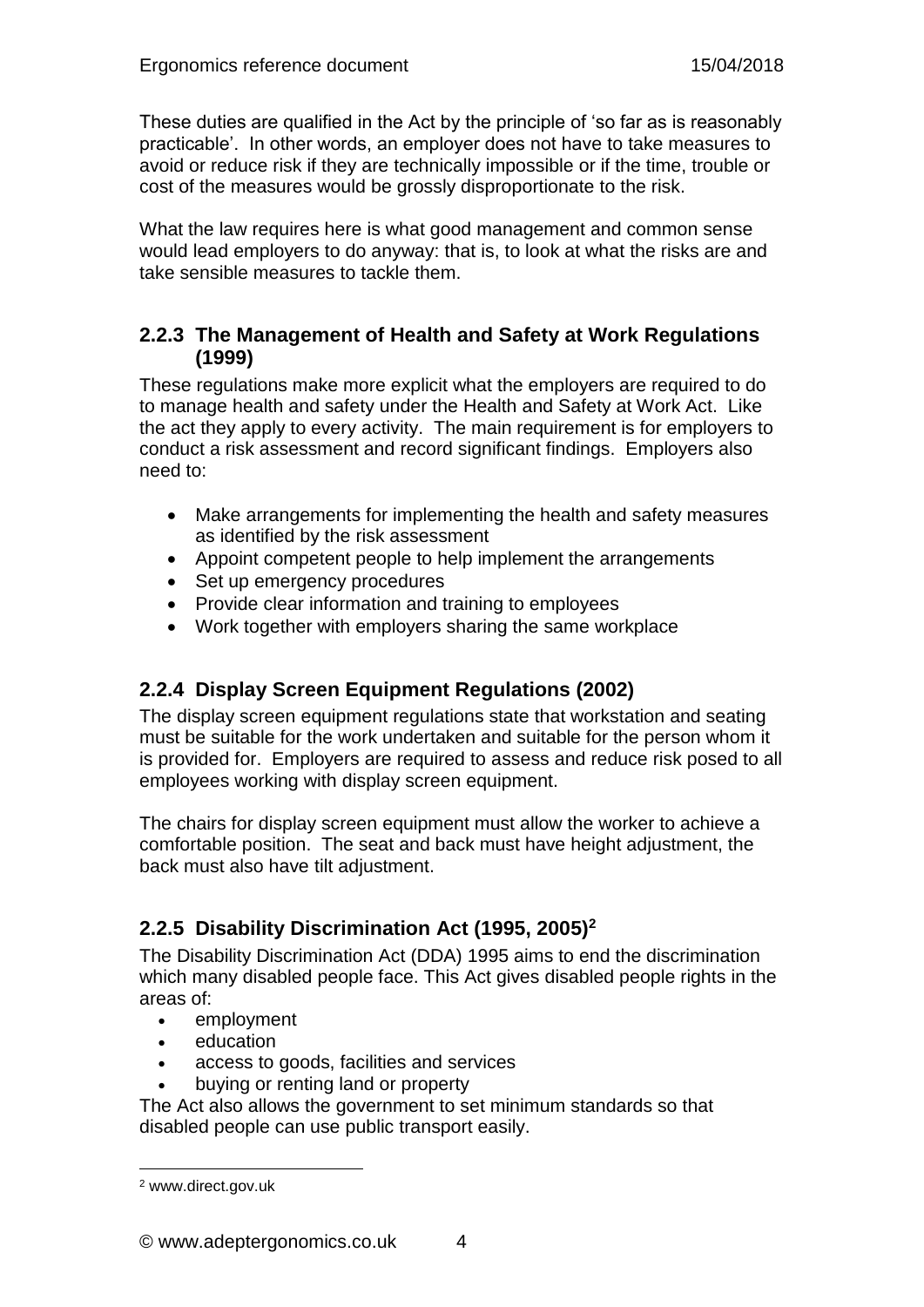These duties are qualified in the Act by the principle of 'so far as is reasonably practicable'. In other words, an employer does not have to take measures to avoid or reduce risk if they are technically impossible or if the time, trouble or cost of the measures would be grossly disproportionate to the risk.

What the law requires here is what good management and common sense would lead employers to do anyway: that is, to look at what the risks are and take sensible measures to tackle them.

### 2.2.3 The Management of Health and Safety at Work Regulations (1999)

These regulations make more explicit what the employers are required to do to manage health and safety under the Health and Safety at Work Act. Like the act they apply to every activity. The main requirement is for employers to conduct a risk assessment and record significant findings. Employers also need to:

- Make arrangements for implementing the health and safety measures as identified by the risk assessment
- Appoint competent people to help implement the arrangements
- Set up emergency procedures
- Provide clear information and training to employees
- Work together with employers sharing the same workplace

### 2.2.4 Display Screen Equipment Regulations (2002)

The display screen equipment regulations state that workstation and seating must be suitable for the work undertaken and suitable for the person whom it is provided for. Employers are required to assess and reduce risk posed to all employees working with display screen equipment.

The chairs for display screen equipment must allow the worker to achieve a comfortable position. The seat and back must have height adjustment, the back must also have tilt adjustment.

### 2.2.5 Disability Discrimination Act (1995, 2005)[2]

The Disability Discrimination Act (DDA) 1995 aims to end the discrimination which many disabled people face. This Act gives disabled people rights in the areas of:

- employment
- education
- access to goods, facilities and services
- buying or renting land or property

The Act also allows the government to set minimum standards so that disabled people can use public transport easily.

[2] www.direct.gov.uk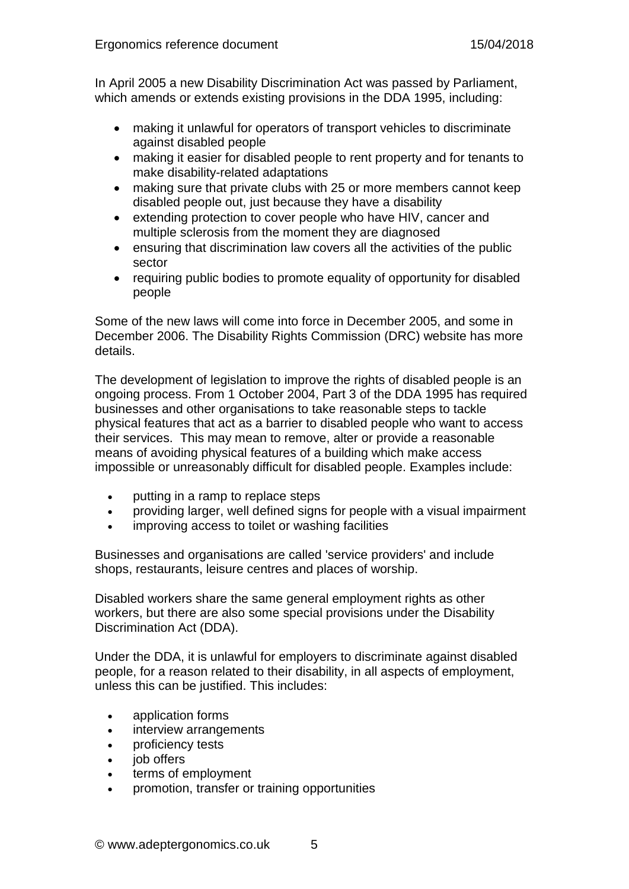In April 2005 a new Disability Discrimination Act was passed by Parliament, which amends or extends existing provisions in the DDA 1995, including:

- making it unlawful for operators of transport vehicles to discriminate against disabled people
- making it easier for disabled people to rent property and for tenants to make disability-related adaptations
- making sure that private clubs with 25 or more members cannot keep disabled people out, just because they have a disability
- extending protection to cover people who have HIV, cancer and multiple sclerosis from the moment they are diagnosed
- ensuring that discrimination law covers all the activities of the public sector
- requiring public bodies to promote equality of opportunity for disabled people

Some of the new laws will come into force in December 2005, and some in December 2006. The Disability Rights Commission (DRC) website has more details.

The development of legislation to improve the rights of disabled people is an ongoing process. From 1 October 2004, Part 3 of the DDA 1995 has required businesses and other organisations to take reasonable steps to tackle physical features that act as a barrier to disabled people who want to access their services. This may mean to remove, alter or provide a reasonable means of avoiding physical features of a building which make access impossible or unreasonably difficult for disabled people. Examples include:

- putting in a ramp to replace steps
- providing larger, well defined signs for people with a visual impairment
- improving access to toilet or washing facilities

Businesses and organisations are called 'service providers' and include shops, restaurants, leisure centres and places of worship.

Disabled workers share the same general employment rights as other workers, but there are also some special provisions under the Disability Discrimination Act (DDA).

Under the DDA, it is unlawful for employers to discriminate against disabled people, for a reason related to their disability, in all aspects of employment, unless this can be justified. This includes:

- application forms
- interview arrangements
- proficiency tests
- job offers
- terms of employment
- promotion, transfer or training opportunities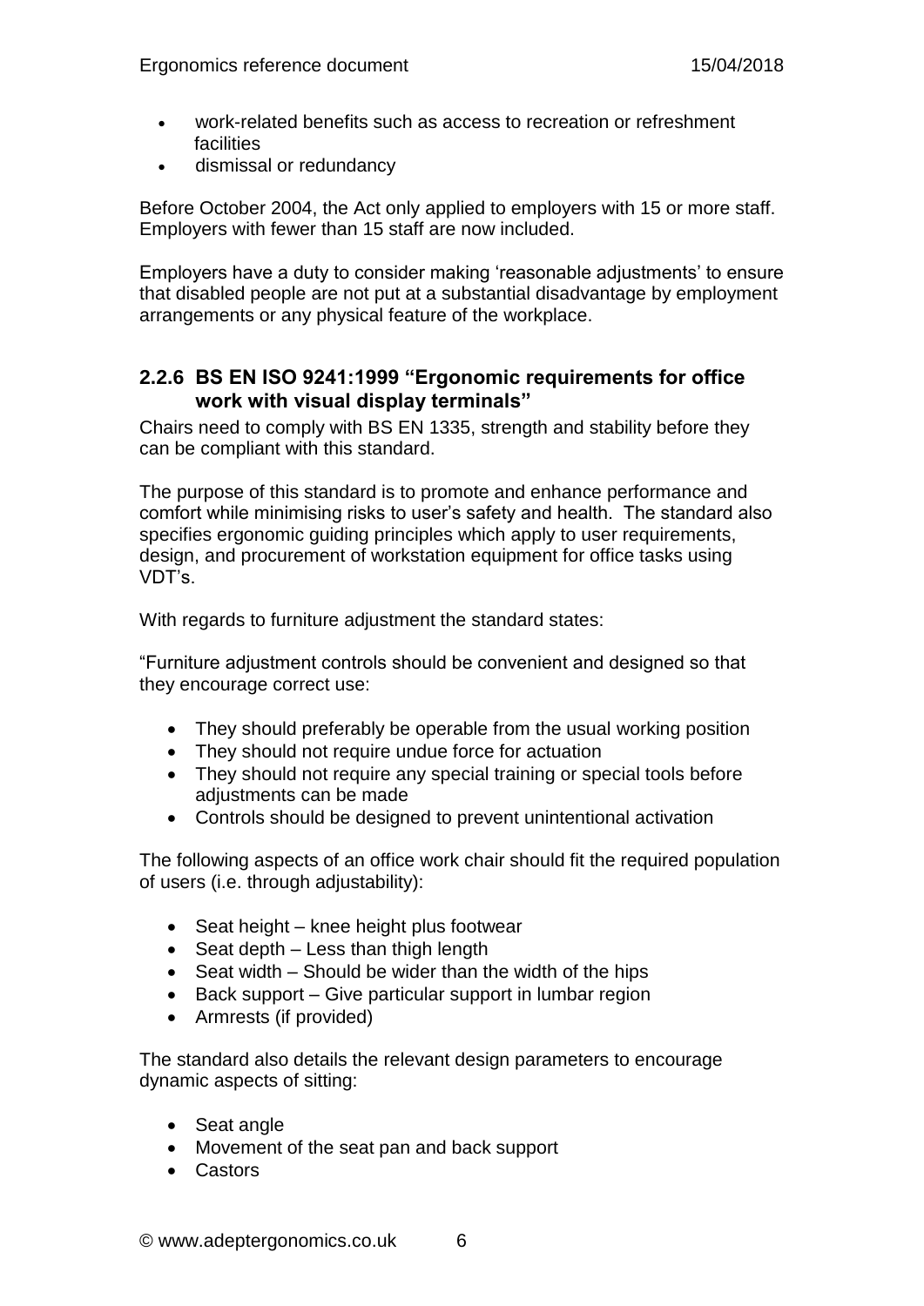- work-related benefits such as access to recreation or refreshment facilities
- dismissal or redundancy

Before October 2004, the Act only applied to employers with 15 or more staff. Employers with fewer than 15 staff are now included.

Employers have a duty to consider making 'reasonable adjustments' to ensure that disabled people are not put at a substantial disadvantage by employment arrangements or any physical feature of the workplace.

### 2.2.6 BS EN ISO 9241:1999 "Ergonomic requirements for office work with visual display terminals"

Chairs need to comply with BS EN 1335, strength and stability before they can be compliant with this standard.

The purpose of this standard is to promote and enhance performance and comfort while minimising risks to user's safety and health. The standard also specifies ergonomic guiding principles which apply to user requirements, design, and procurement of workstation equipment for office tasks using VDT's.

With regards to furniture adjustment the standard states:

"Furniture adjustment controls should be convenient and designed so that they encourage correct use:

- They should preferably be operable from the usual working position
- They should not require undue force for actuation
- They should not require any special training or special tools before adjustments can be made
- Controls should be designed to prevent unintentional activation

The following aspects of an office work chair should fit the required population of users (i.e. through adjustability):

- Seat height – knee height plus footwear
- Seat depth – Less than thigh length
- Seat width – Should be wider than the width of the hips
- Back support – Give particular support in lumbar region
- Armrests (if provided)

The standard also details the relevant design parameters to encourage dynamic aspects of sitting:

- Seat angle
- Movement of the seat pan and back support
- Castors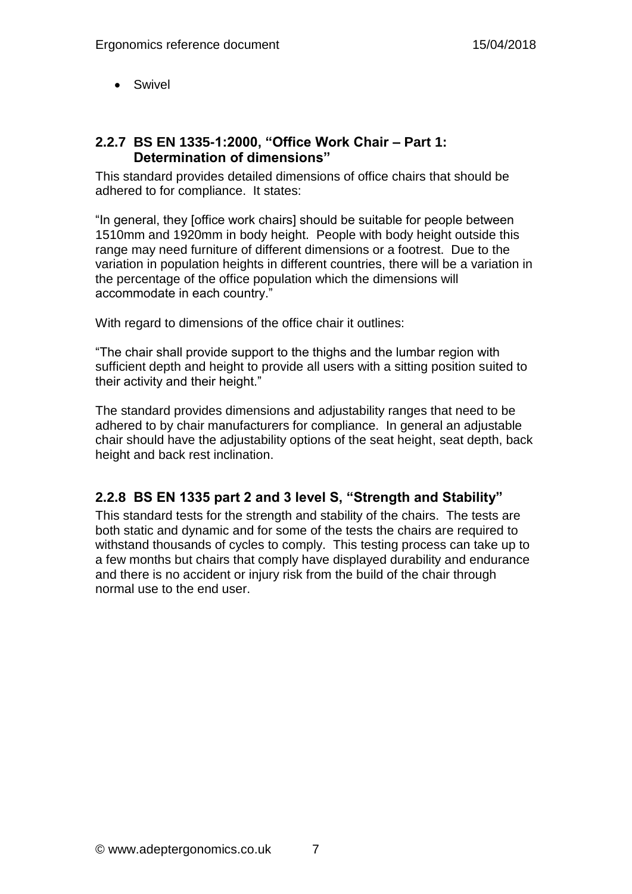- Swivel

### 2.2.7 BS EN 1335-1:2000, "Office Work Chair – Part 1: Determination of dimensions"

This standard provides detailed dimensions of office chairs that should be adhered to for compliance. It states:

"In general, they [office work chairs] should be suitable for people between 1510mm and 1920mm in body height. People with body height outside this range may need furniture of different dimensions or a footrest. Due to the variation in population heights in different countries, there will be a variation in the percentage of the office population which the dimensions will accommodate in each country."

With regard to dimensions of the office chair it outlines:

"The chair shall provide support to the thighs and the lumbar region with sufficient depth and height to provide all users with a sitting position suited to their activity and their height."

The standard provides dimensions and adjustability ranges that need to be adhered to by chair manufacturers for compliance. In general an adjustable chair should have the adjustability options of the seat height, seat depth, back height and back rest inclination.

### 2.2.8 BS EN 1335 part 2 and 3 level S, "Strength and Stability"

This standard tests for the strength and stability of the chairs. The tests are both static and dynamic and for some of the tests the chairs are required to withstand thousands of cycles to comply. This testing process can take up to a few months but chairs that comply have displayed durability and endurance and there is no accident or injury risk from the build of the chair through normal use to the end user.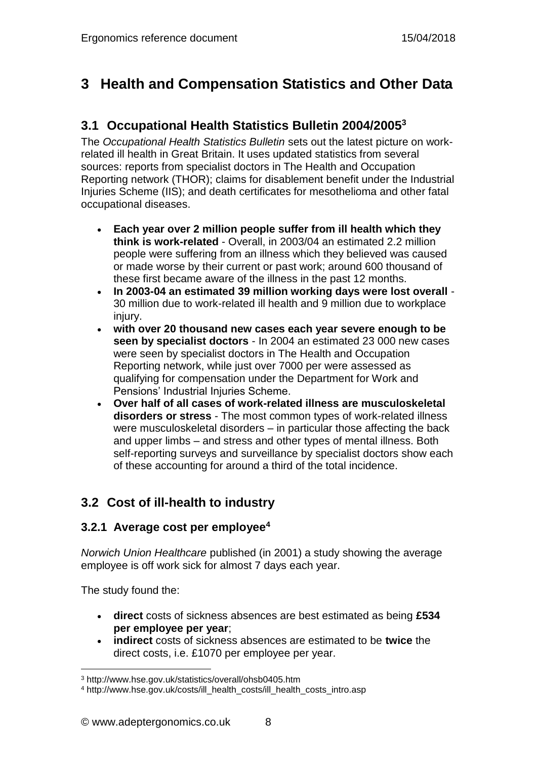# 3 Health and Compensation Statistics and Other Data

## 3.1 Occupational Health Statistics Bulletin 2004/2005[3]

The *Occupational Health Statistics Bulletin* sets out the latest picture on work-related ill health in Great Britain. It uses updated statistics from several sources: reports from specialist doctors in The Health and Occupation Reporting network (THOR); claims for disablement benefit under the Industrial Injuries Scheme (IIS); and death certificates for mesothelioma and other fatal occupational diseases.

- **Each year over 2 million people suffer from ill health which they think is work-related** - Overall, in 2003/04 an estimated 2.2 million people were suffering from an illness which they believed was caused or made worse by their current or past work; around 600 thousand of these first became aware of the illness in the past 12 months.
- **In 2003-04 an estimated 39 million working days were lost overall** - 30 million due to work-related ill health and 9 million due to workplace injury.
- **with over 20 thousand new cases each year severe enough to be seen by specialist doctors** - In 2004 an estimated 23 000 new cases were seen by specialist doctors in The Health and Occupation Reporting network, while just over 7000 per were assessed as qualifying for compensation under the Department for Work and Pensions' Industrial Injuries Scheme.
- **Over half of all cases of work-related illness are musculoskeletal disorders or stress** - The most common types of work-related illness were musculoskeletal disorders – in particular those affecting the back and upper limbs – and stress and other types of mental illness. Both self-reporting surveys and surveillance by specialist doctors show each of these accounting for around a third of the total incidence.

## 3.2 Cost of ill-health to industry

### 3.2.1 Average cost per employee[4]

*Norwich Union Healthcare* published (in 2001) a study showing the average employee is off work sick for almost 7 days each year.

The study found the:

- **direct** costs of sickness absences are best estimated as being **£534 per employee per year**;
- **indirect** costs of sickness absences are estimated to be **twice** the direct costs, i.e. £1070 per employee per year.

[3] http://www.hse.gov.uk/statistics/overall/ohsb0405.htm

[4] http://www.hse.gov.uk/costs/ill_health_costs/ill_health_costs_intro.asp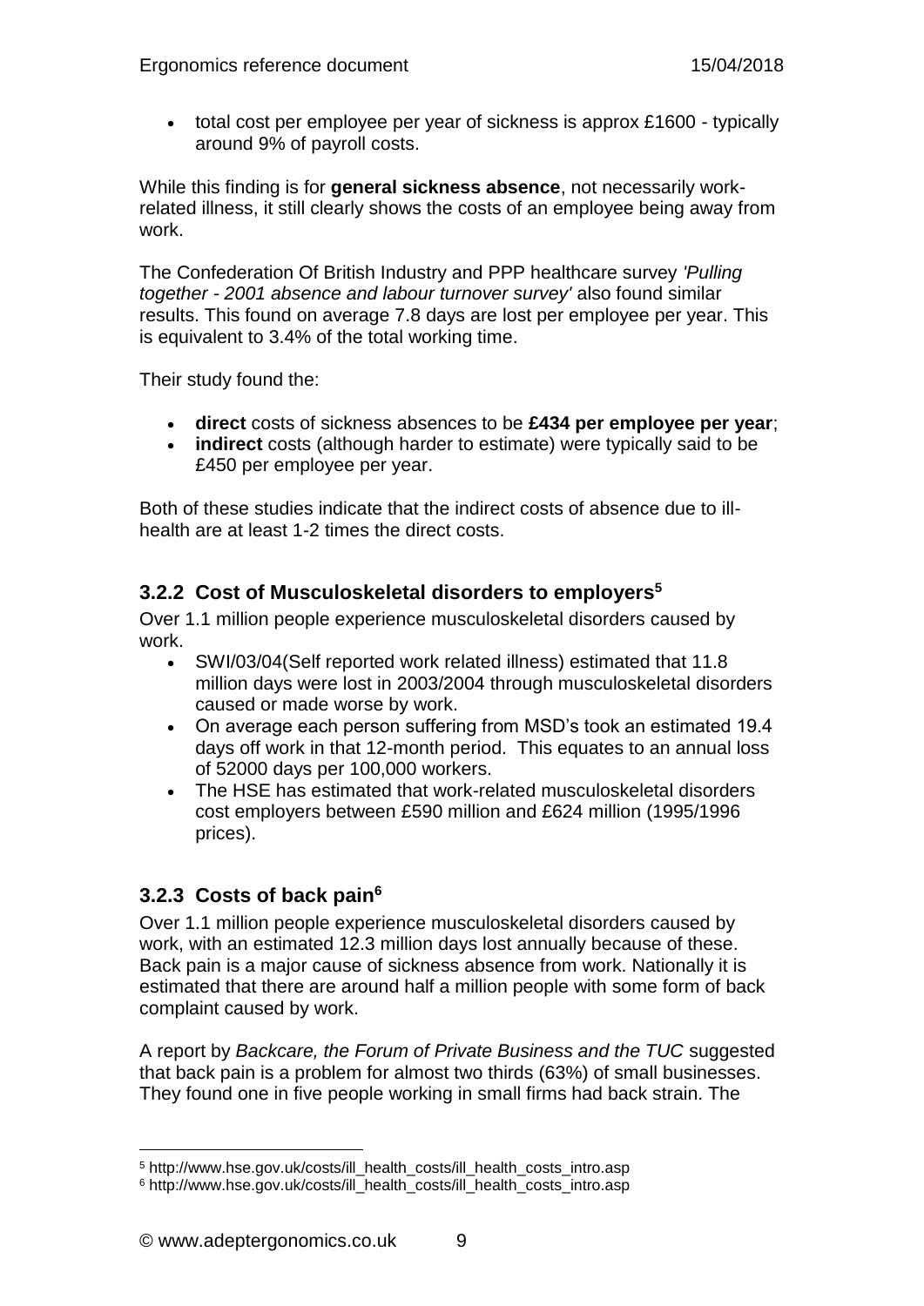- total cost per employee per year of sickness is approx £1600 - typically around 9% of payroll costs.

While this finding is for **general sickness absence**, not necessarily work-related illness, it still clearly shows the costs of an employee being away from work.

The Confederation Of British Industry and PPP healthcare survey *'Pulling together - 2001 absence and labour turnover survey'* also found similar results. This found on average 7.8 days are lost per employee per year. This is equivalent to 3.4% of the total working time.

Their study found the:

- **direct** costs of sickness absences to be **£434 per employee per year**;
- **indirect** costs (although harder to estimate) were typically said to be £450 per employee per year.

Both of these studies indicate that the indirect costs of absence due to ill-health are at least 1-2 times the direct costs.

### 3.2.2 Cost of Musculoskeletal disorders to employers[5]

Over 1.1 million people experience musculoskeletal disorders caused by work.

- SWI/03/04(Self reported work related illness) estimated that 11.8 million days were lost in 2003/2004 through musculoskeletal disorders caused or made worse by work.
- On average each person suffering from MSD's took an estimated 19.4 days off work in that 12-month period. This equates to an annual loss of 52000 days per 100,000 workers.
- The HSE has estimated that work-related musculoskeletal disorders cost employers between £590 million and £624 million (1995/1996 prices).

### 3.2.3 Costs of back pain[6]

Over 1.1 million people experience musculoskeletal disorders caused by work, with an estimated 12.3 million days lost annually because of these. Back pain is a major cause of sickness absence from work. Nationally it is estimated that there are around half a million people with some form of back complaint caused by work.

A report by *Backcare, the Forum of Private Business and the TUC* suggested that back pain is a problem for almost two thirds (63%) of small businesses. They found one in five people working in small firms had back strain. The

---

[5] http://www.hse.gov.uk/costs/ill_health_costs/ill_health_costs_intro.asp

[6] http://www.hse.gov.uk/costs/ill_health_costs/ill_health_costs_intro.asp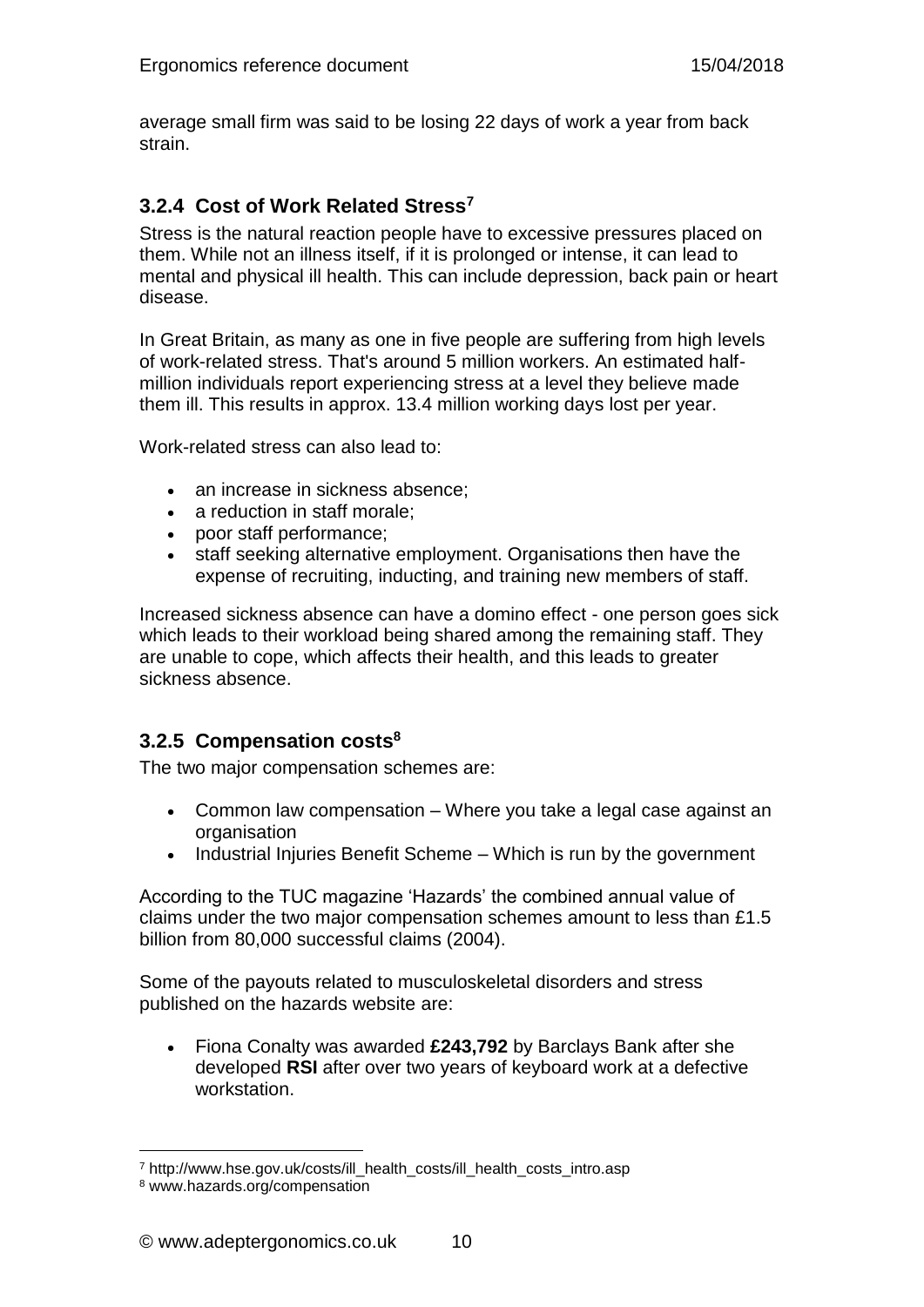average small firm was said to be losing 22 days of work a year from back strain.

### 3.2.4 Cost of Work Related Stress[7]

Stress is the natural reaction people have to excessive pressures placed on them. While not an illness itself, if it is prolonged or intense, it can lead to mental and physical ill health. This can include depression, back pain or heart disease.

In Great Britain, as many as one in five people are suffering from high levels of work-related stress. That's around 5 million workers. An estimated half-million individuals report experiencing stress at a level they believe made them ill. This results in approx. 13.4 million working days lost per year.

Work-related stress can also lead to:

- an increase in sickness absence;
- a reduction in staff morale;
- poor staff performance;
- staff seeking alternative employment. Organisations then have the expense of recruiting, inducting, and training new members of staff.

Increased sickness absence can have a domino effect - one person goes sick which leads to their workload being shared among the remaining staff. They are unable to cope, which affects their health, and this leads to greater sickness absence.

### 3.2.5 Compensation costs[8]

The two major compensation schemes are:

- Common law compensation – Where you take a legal case against an organisation
- Industrial Injuries Benefit Scheme – Which is run by the government

According to the TUC magazine 'Hazards' the combined annual value of claims under the two major compensation schemes amount to less than £1.5 billion from 80,000 successful claims (2004).

Some of the payouts related to musculoskeletal disorders and stress published on the hazards website are:

- Fiona Conalty was awarded **£243,792** by Barclays Bank after she developed **RSI** after over two years of keyboard work at a defective workstation.

---

[7] http://www.hse.gov.uk/costs/ill_health_costs/ill_health_costs_intro.asp

[8] www.hazards.org/compensation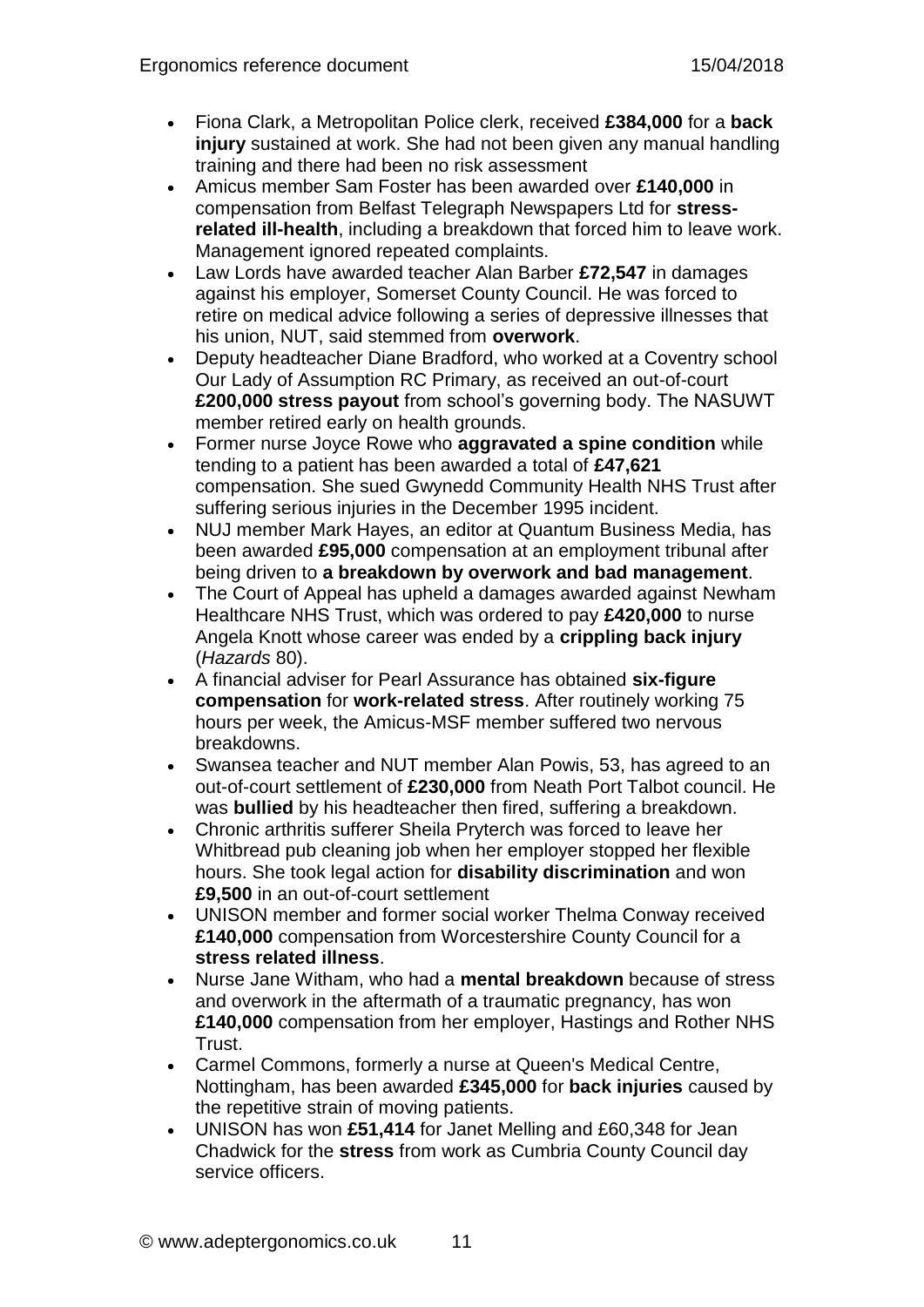- Fiona Clark, a Metropolitan Police clerk, received **£384,000** for a **back injury** sustained at work. She had not been given any manual handling training and there had been no risk assessment
- Amicus member Sam Foster has been awarded over **£140,000** in compensation from Belfast Telegraph Newspapers Ltd for **stress-related ill-health**, including a breakdown that forced him to leave work. Management ignored repeated complaints.
- Law Lords have awarded teacher Alan Barber **£72,547** in damages against his employer, Somerset County Council. He was forced to retire on medical advice following a series of depressive illnesses that his union, NUT, said stemmed from **overwork**.
- Deputy headteacher Diane Bradford, who worked at a Coventry school Our Lady of Assumption RC Primary, as received an out-of-court **£200,000 stress payout** from school's governing body. The NASUWT member retired early on health grounds.
- Former nurse Joyce Rowe who **aggravated a spine condition** while tending to a patient has been awarded a total of **£47,621** compensation. She sued Gwynedd Community Health NHS Trust after suffering serious injuries in the December 1995 incident.
- NUJ member Mark Hayes, an editor at Quantum Business Media, has been awarded **£95,000** compensation at an employment tribunal after being driven to **a breakdown by overwork and bad management**.
- The Court of Appeal has upheld a damages awarded against Newham Healthcare NHS Trust, which was ordered to pay **£420,000** to nurse Angela Knott whose career was ended by a **crippling back injury** (*Hazards* 80).
- A financial adviser for Pearl Assurance has obtained **six-figure compensation** for **work-related stress**. After routinely working 75 hours per week, the Amicus-MSF member suffered two nervous breakdowns.
- Swansea teacher and NUT member Alan Powis, 53, has agreed to an out-of-court settlement of **£230,000** from Neath Port Talbot council. He was **bullied** by his headteacher then fired, suffering a breakdown.
- Chronic arthritis sufferer Sheila Pryterch was forced to leave her Whitbread pub cleaning job when her employer stopped her flexible hours. She took legal action for **disability discrimination** and won **£9,500** in an out-of-court settlement
- UNISON member and former social worker Thelma Conway received **£140,000** compensation from Worcestershire County Council for a **stress related illness**.
- Nurse Jane Witham, who had a **mental breakdown** because of stress and overwork in the aftermath of a traumatic pregnancy, has won **£140,000** compensation from her employer, Hastings and Rother NHS Trust.
- Carmel Commons, formerly a nurse at Queen's Medical Centre, Nottingham, has been awarded **£345,000** for **back injuries** caused by the repetitive strain of moving patients.
- UNISON has won **£51,414** for Janet Melling and £60,348 for Jean Chadwick for the **stress** from work as Cumbria County Council day service officers.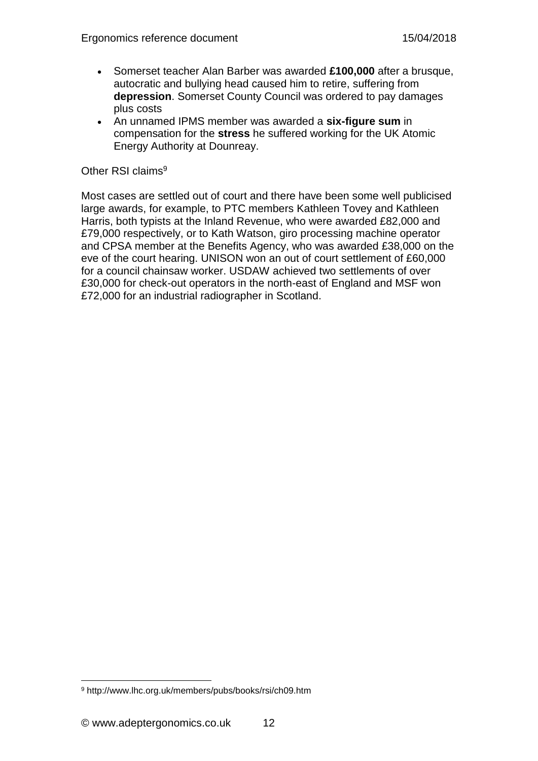- Somerset teacher Alan Barber was awarded **£100,000** after a brusque, autocratic and bullying head caused him to retire, suffering from **depression**. Somerset County Council was ordered to pay damages plus costs
- An unnamed IPMS member was awarded a **six-figure sum** in compensation for the **stress** he suffered working for the UK Atomic Energy Authority at Dounreay.

Other RSI claims[9]

Most cases are settled out of court and there have been some well publicised large awards, for example, to PTC members Kathleen Tovey and Kathleen Harris, both typists at the Inland Revenue, who were awarded £82,000 and £79,000 respectively, or to Kath Watson, giro processing machine operator and CPSA member at the Benefits Agency, who was awarded £38,000 on the eve of the court hearing. UNISON won an out of court settlement of £60,000 for a council chainsaw worker. USDAW achieved two settlements of over £30,000 for check-out operators in the north-east of England and MSF won £72,000 for an industrial radiographer in Scotland.

[9] http://www.lhc.org.uk/members/pubs/books/rsi/ch09.htm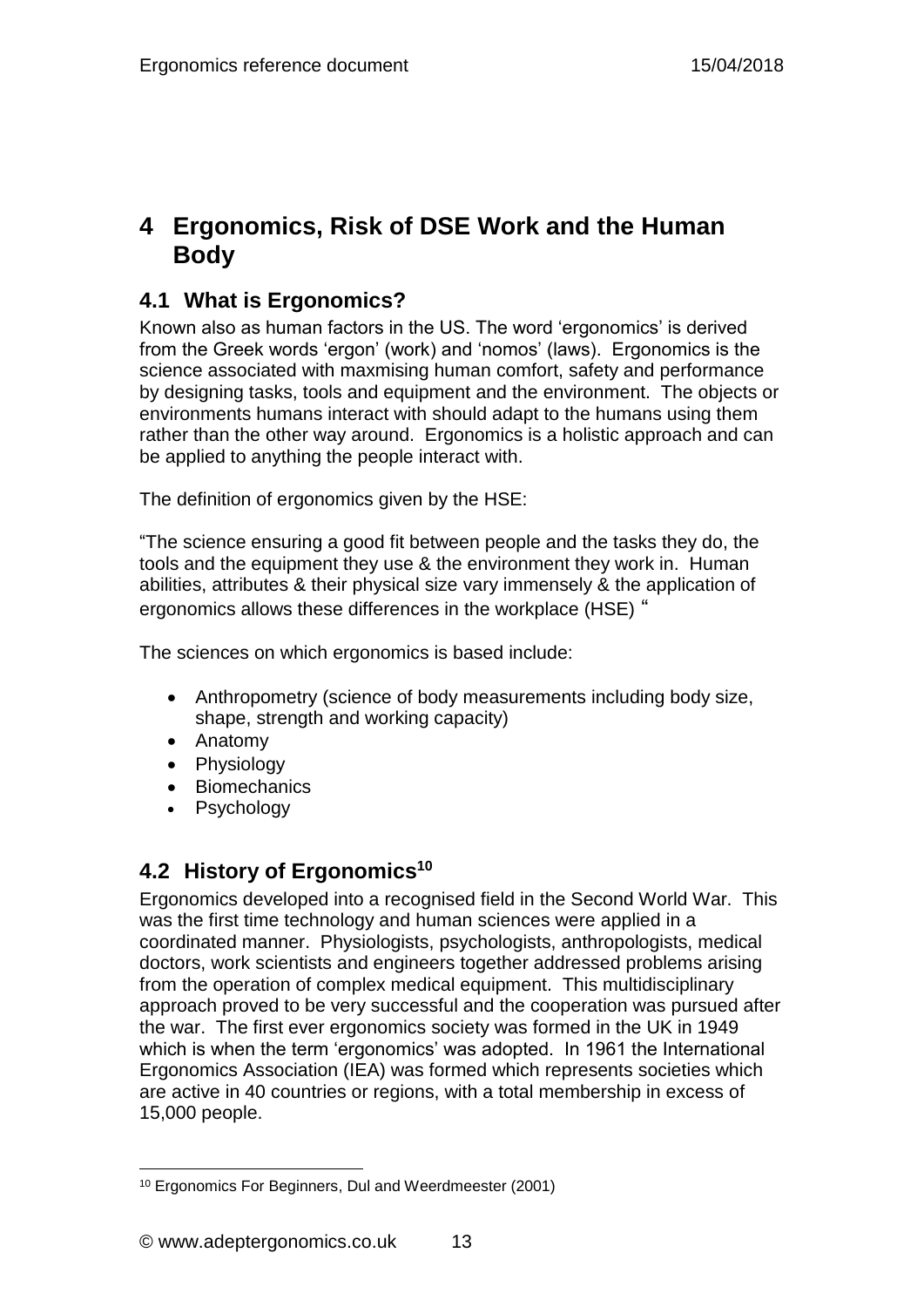# 4 Ergonomics, Risk of DSE Work and the Human Body

## 4.1 What is Ergonomics?

Known also as human factors in the US. The word 'ergonomics' is derived from the Greek words 'ergon' (work) and 'nomos' (laws). Ergonomics is the science associated with maxmising human comfort, safety and performance by designing tasks, tools and equipment and the environment. The objects or environments humans interact with should adapt to the humans using them rather than the other way around. Ergonomics is a holistic approach and can be applied to anything the people interact with.

The definition of ergonomics given by the HSE:

"The science ensuring a good fit between people and the tasks they do, the tools and the equipment they use & the environment they work in. Human abilities, attributes & their physical size vary immensely & the application of ergonomics allows these differences in the workplace (HSE) "

The sciences on which ergonomics is based include:

- Anthropometry (science of body measurements including body size, shape, strength and working capacity)
- Anatomy
- Physiology
- Biomechanics
- Psychology

## 4.2 History of Ergonomics[10]

Ergonomics developed into a recognised field in the Second World War. This was the first time technology and human sciences were applied in a coordinated manner. Physiologists, psychologists, anthropologists, medical doctors, work scientists and engineers together addressed problems arising from the operation of complex medical equipment. This multidisciplinary approach proved to be very successful and the cooperation was pursued after the war. The first ever ergonomics society was formed in the UK in 1949 which is when the term 'ergonomics' was adopted. In 1961 the International Ergonomics Association (IEA) was formed which represents societies which are active in 40 countries or regions, with a total membership in excess of 15,000 people.

[10] Ergonomics For Beginners, Dul and Weerdmeester (2001)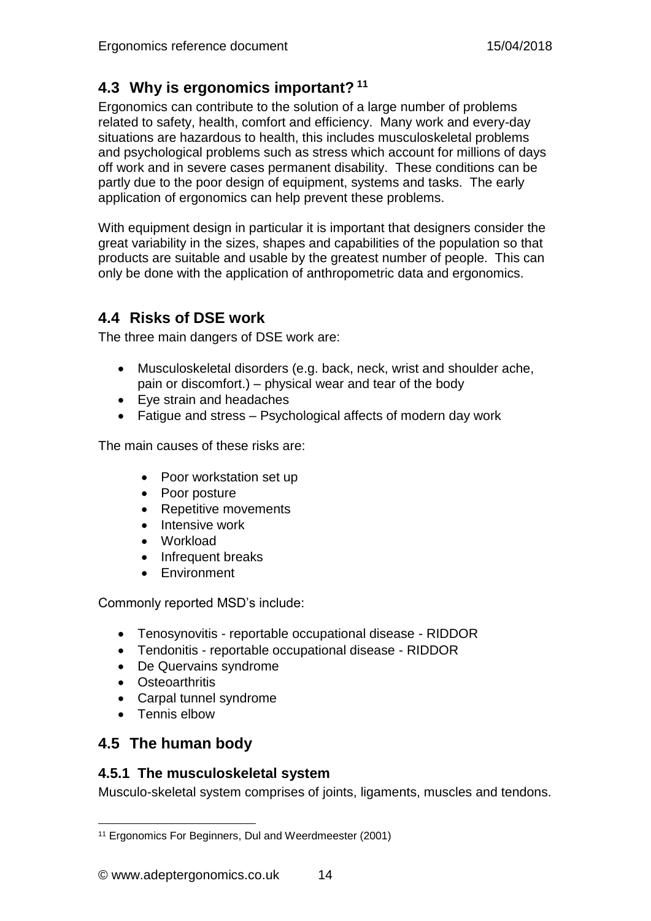## 4.3 Why is ergonomics important? [11]

Ergonomics can contribute to the solution of a large number of problems related to safety, health, comfort and efficiency. Many work and every-day situations are hazardous to health, this includes musculoskeletal problems and psychological problems such as stress which account for millions of days off work and in severe cases permanent disability. These conditions can be partly due to the poor design of equipment, systems and tasks. The early application of ergonomics can help prevent these problems.

With equipment design in particular it is important that designers consider the great variability in the sizes, shapes and capabilities of the population so that products are suitable and usable by the greatest number of people. This can only be done with the application of anthropometric data and ergonomics.

## 4.4 Risks of DSE work

The three main dangers of DSE work are:

- Musculoskeletal disorders (e.g. back, neck, wrist and shoulder ache, pain or discomfort.) – physical wear and tear of the body
- Eye strain and headaches
- Fatigue and stress – Psychological affects of modern day work

The main causes of these risks are:

- Poor workstation set up
- Poor posture
- Repetitive movements
- Intensive work
- Workload
- Infrequent breaks
- Environment

Commonly reported MSD's include:

- Tenosynovitis - reportable occupational disease - RIDDOR
- Tendonitis - reportable occupational disease - RIDDOR
- De Quervains syndrome
- Osteoarthritis
- Carpal tunnel syndrome
- Tennis elbow

## 4.5 The human body

### 4.5.1 The musculoskeletal system

Musculo-skeletal system comprises of joints, ligaments, muscles and tendons.

---

[11] Ergonomics For Beginners, Dul and Weerdmeester (2001)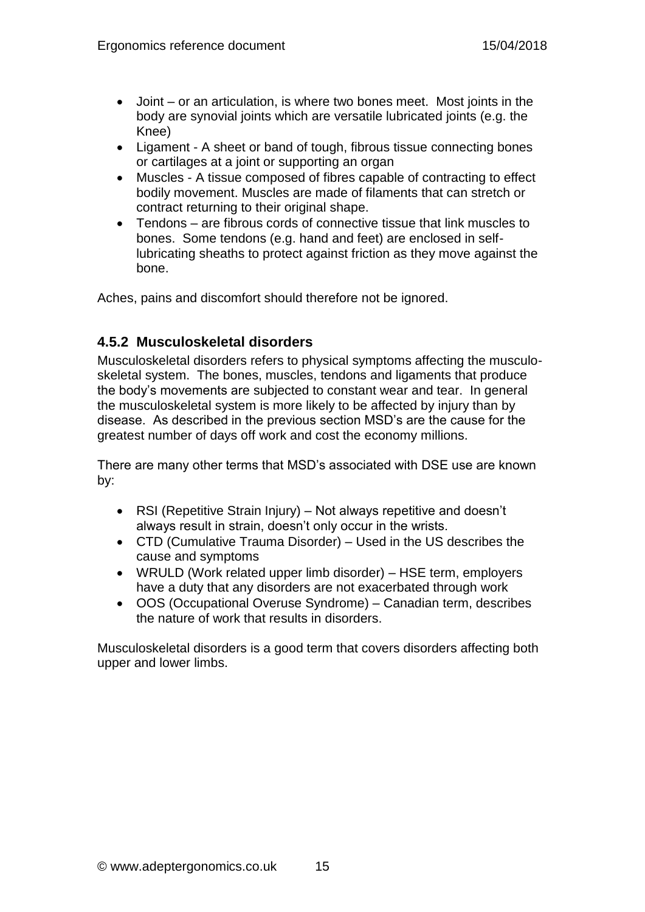- Joint – or an articulation, is where two bones meet. Most joints in the body are synovial joints which are versatile lubricated joints (e.g. the Knee)
- Ligament - A sheet or band of tough, fibrous tissue connecting bones or cartilages at a joint or supporting an organ
- Muscles - A tissue composed of fibres capable of contracting to effect bodily movement. Muscles are made of filaments that can stretch or contract returning to their original shape.
- Tendons – are fibrous cords of connective tissue that link muscles to bones. Some tendons (e.g. hand and feet) are enclosed in self-lubricating sheaths to protect against friction as they move against the bone.

Aches, pains and discomfort should therefore not be ignored.

### 4.5.2 Musculoskeletal disorders

Musculoskeletal disorders refers to physical symptoms affecting the musculo-skeletal system. The bones, muscles, tendons and ligaments that produce the body's movements are subjected to constant wear and tear. In general the musculoskeletal system is more likely to be affected by injury than by disease. As described in the previous section MSD's are the cause for the greatest number of days off work and cost the economy millions.

There are many other terms that MSD's associated with DSE use are known by:

- RSI (Repetitive Strain Injury) – Not always repetitive and doesn't always result in strain, doesn't only occur in the wrists.
- CTD (Cumulative Trauma Disorder) – Used in the US describes the cause and symptoms
- WRULD (Work related upper limb disorder) – HSE term, employers have a duty that any disorders are not exacerbated through work
- OOS (Occupational Overuse Syndrome) – Canadian term, describes the nature of work that results in disorders.

Musculoskeletal disorders is a good term that covers disorders affecting both upper and lower limbs.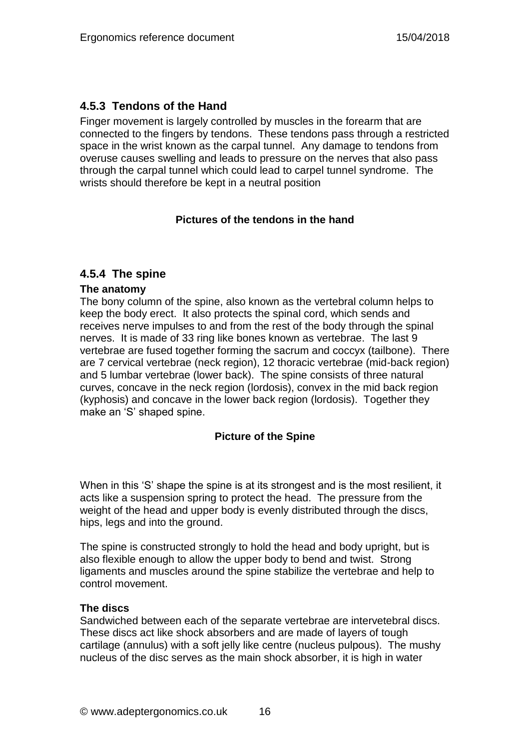### 4.5.3 Tendons of the Hand

Finger movement is largely controlled by muscles in the forearm that are connected to the fingers by tendons. These tendons pass through a restricted space in the wrist known as the carpal tunnel. Any damage to tendons from overuse causes swelling and leads to pressure on the nerves that also pass through the carpal tunnel which could lead to carpel tunnel syndrome. The wrists should therefore be kept in a neutral position

**Pictures of the tendons in the hand**

### 4.5.4 The spine

**The anatomy**

The bony column of the spine, also known as the vertebral column helps to keep the body erect. It also protects the spinal cord, which sends and receives nerve impulses to and from the rest of the body through the spinal nerves. It is made of 33 ring like bones known as vertebrae. The last 9 vertebrae are fused together forming the sacrum and coccyx (tailbone). There are 7 cervical vertebrae (neck region), 12 thoracic vertebrae (mid-back region) and 5 lumbar vertebrae (lower back). The spine consists of three natural curves, concave in the neck region (lordosis), convex in the mid back region (kyphosis) and concave in the lower back region (lordosis). Together they make an 'S' shaped spine.

**Picture of the Spine**

When in this 'S' shape the spine is at its strongest and is the most resilient, it acts like a suspension spring to protect the head. The pressure from the weight of the head and upper body is evenly distributed through the discs, hips, legs and into the ground.

The spine is constructed strongly to hold the head and body upright, but is also flexible enough to allow the upper body to bend and twist. Strong ligaments and muscles around the spine stabilize the vertebrae and help to control movement.

**The discs**

Sandwiched between each of the separate vertebrae are intervetebral discs. These discs act like shock absorbers and are made of layers of tough cartilage (annulus) with a soft jelly like centre (nucleus pulpous). The mushy nucleus of the disc serves as the main shock absorber, it is high in water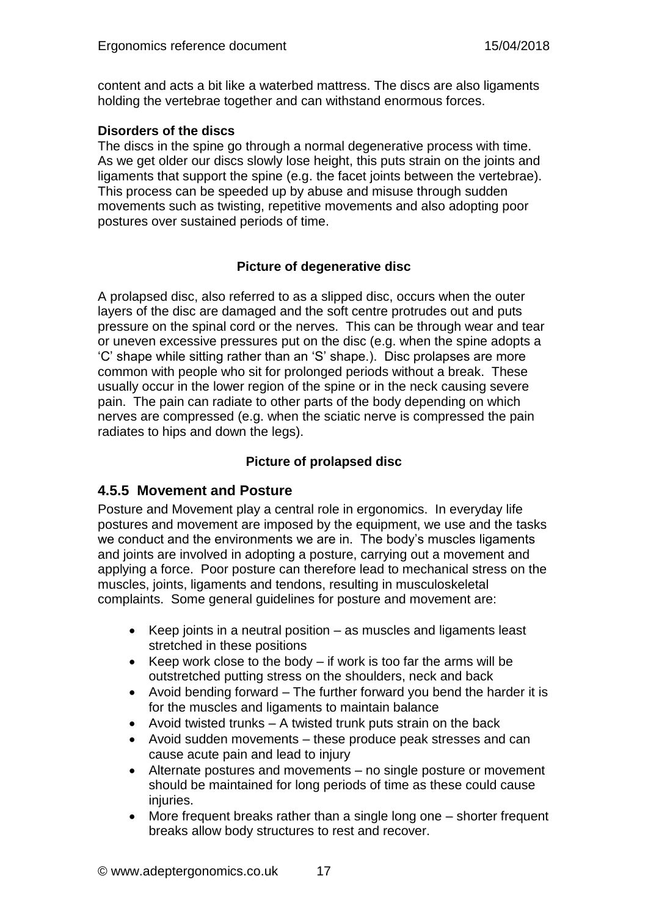content and acts a bit like a waterbed mattress. The discs are also ligaments holding the vertebrae together and can withstand enormous forces.

**Disorders of the discs**

The discs in the spine go through a normal degenerative process with time. As we get older our discs slowly lose height, this puts strain on the joints and ligaments that support the spine (e.g. the facet joints between the vertebrae). This process can be speeded up by abuse and misuse through sudden movements such as twisting, repetitive movements and also adopting poor postures over sustained periods of time.

**Picture of degenerative disc**

A prolapsed disc, also referred to as a slipped disc, occurs when the outer layers of the disc are damaged and the soft centre protrudes out and puts pressure on the spinal cord or the nerves. This can be through wear and tear or uneven excessive pressures put on the disc (e.g. when the spine adopts a 'C' shape while sitting rather than an 'S' shape.). Disc prolapses are more common with people who sit for prolonged periods without a break. These usually occur in the lower region of the spine or in the neck causing severe pain. The pain can radiate to other parts of the body depending on which nerves are compressed (e.g. when the sciatic nerve is compressed the pain radiates to hips and down the legs).

**Picture of prolapsed disc**

### 4.5.5 Movement and Posture

Posture and Movement play a central role in ergonomics. In everyday life postures and movement are imposed by the equipment, we use and the tasks we conduct and the environments we are in. The body's muscles ligaments and joints are involved in adopting a posture, carrying out a movement and applying a force. Poor posture can therefore lead to mechanical stress on the muscles, joints, ligaments and tendons, resulting in musculoskeletal complaints. Some general guidelines for posture and movement are:

- Keep joints in a neutral position – as muscles and ligaments least stretched in these positions
- Keep work close to the body – if work is too far the arms will be outstretched putting stress on the shoulders, neck and back
- Avoid bending forward – The further forward you bend the harder it is for the muscles and ligaments to maintain balance
- Avoid twisted trunks – A twisted trunk puts strain on the back
- Avoid sudden movements – these produce peak stresses and can cause acute pain and lead to injury
- Alternate postures and movements – no single posture or movement should be maintained for long periods of time as these could cause injuries.
- More frequent breaks rather than a single long one – shorter frequent breaks allow body structures to rest and recover.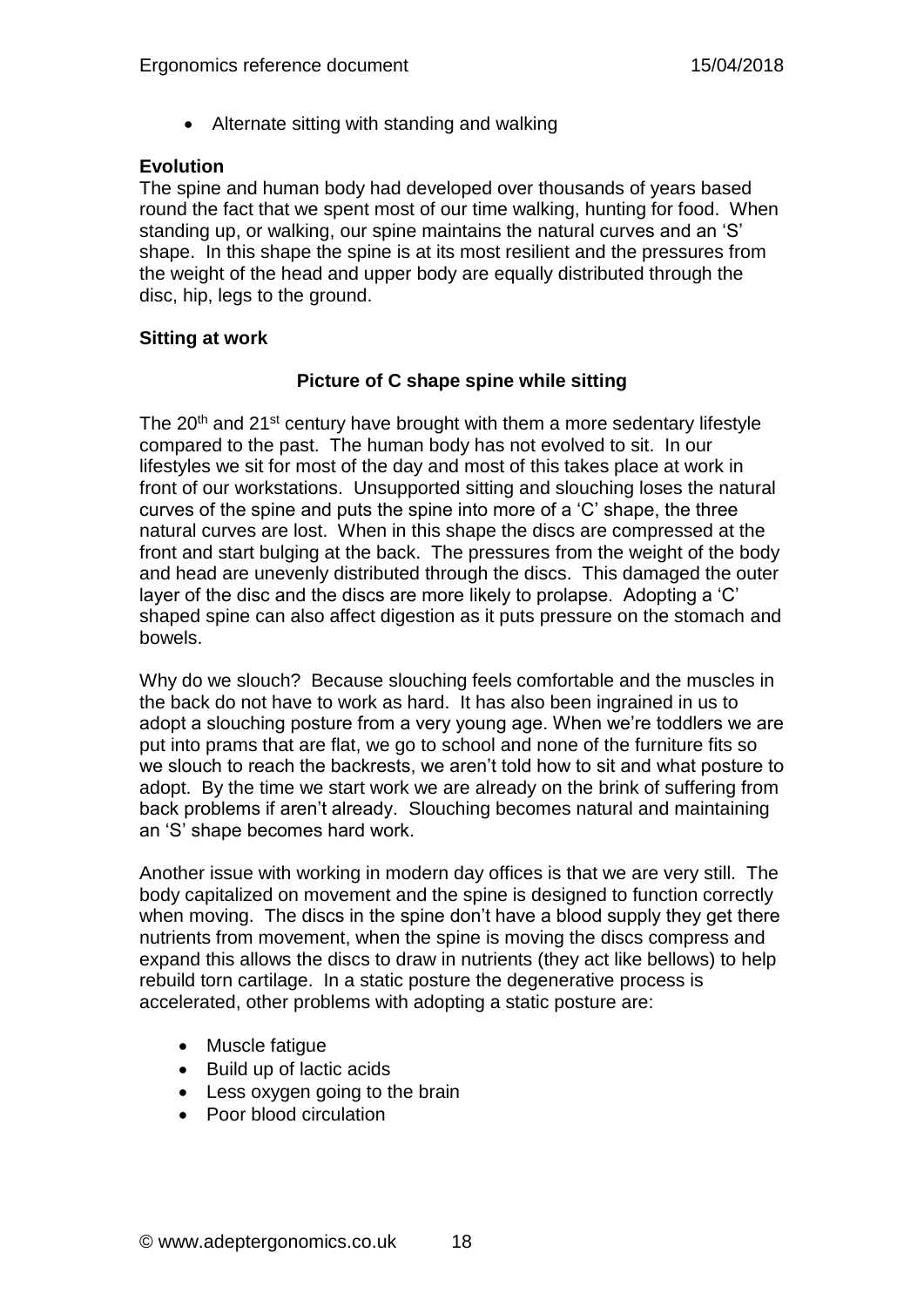- Alternate sitting with standing and walking

**Evolution**

The spine and human body had developed over thousands of years based round the fact that we spent most of our time walking, hunting for food. When standing up, or walking, our spine maintains the natural curves and an 'S' shape. In this shape the spine is at its most resilient and the pressures from the weight of the head and upper body are equally distributed through the disc, hip, legs to the ground.

**Sitting at work**

**Picture of C shape spine while sitting**

The 20th and 21st century have brought with them a more sedentary lifestyle compared to the past. The human body has not evolved to sit. In our lifestyles we sit for most of the day and most of this takes place at work in front of our workstations. Unsupported sitting and slouching loses the natural curves of the spine and puts the spine into more of a 'C' shape, the three natural curves are lost. When in this shape the discs are compressed at the front and start bulging at the back. The pressures from the weight of the body and head are unevenly distributed through the discs. This damaged the outer layer of the disc and the discs are more likely to prolapse. Adopting a 'C' shaped spine can also affect digestion as it puts pressure on the stomach and bowels.

Why do we slouch? Because slouching feels comfortable and the muscles in the back do not have to work as hard. It has also been ingrained in us to adopt a slouching posture from a very young age. When we're toddlers we are put into prams that are flat, we go to school and none of the furniture fits so we slouch to reach the backrests, we aren't told how to sit and what posture to adopt. By the time we start work we are already on the brink of suffering from back problems if aren't already. Slouching becomes natural and maintaining an 'S' shape becomes hard work.

Another issue with working in modern day offices is that we are very still. The body capitalized on movement and the spine is designed to function correctly when moving. The discs in the spine don't have a blood supply they get there nutrients from movement, when the spine is moving the discs compress and expand this allows the discs to draw in nutrients (they act like bellows) to help rebuild torn cartilage. In a static posture the degenerative process is accelerated, other problems with adopting a static posture are:

- Muscle fatigue
- Build up of lactic acids
- Less oxygen going to the brain
- Poor blood circulation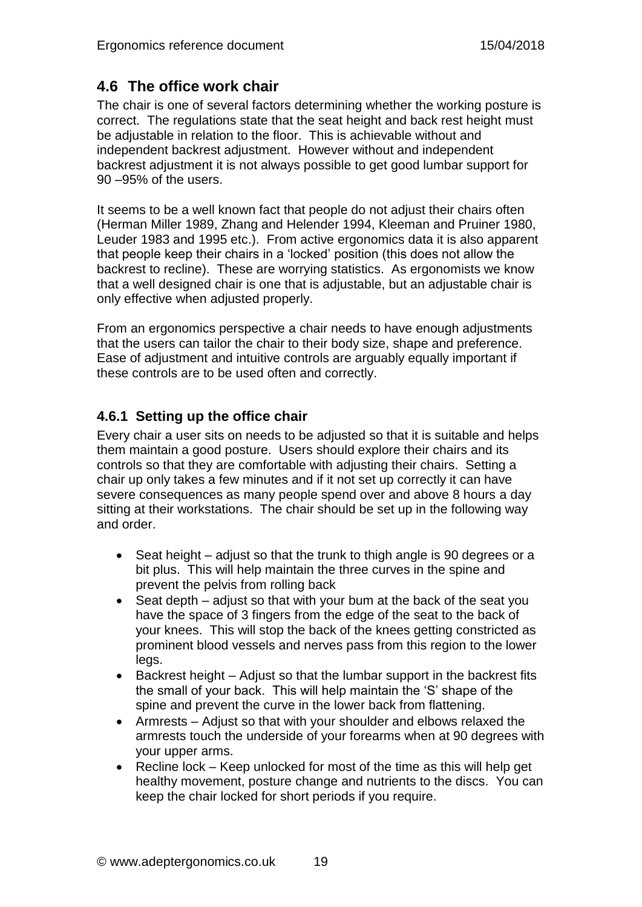## 4.6 The office work chair

The chair is one of several factors determining whether the working posture is correct. The regulations state that the seat height and back rest height must be adjustable in relation to the floor. This is achievable without and independent backrest adjustment. However without and independent backrest adjustment it is not always possible to get good lumbar support for 90 –95% of the users.

It seems to be a well known fact that people do not adjust their chairs often (Herman Miller 1989, Zhang and Helender 1994, Kleeman and Pruiner 1980, Leuder 1983 and 1995 etc.). From active ergonomics data it is also apparent that people keep their chairs in a 'locked' position (this does not allow the backrest to recline). These are worrying statistics. As ergonomists we know that a well designed chair is one that is adjustable, but an adjustable chair is only effective when adjusted properly.

From an ergonomics perspective a chair needs to have enough adjustments that the users can tailor the chair to their body size, shape and preference. Ease of adjustment and intuitive controls are arguably equally important if these controls are to be used often and correctly.

### 4.6.1 Setting up the office chair

Every chair a user sits on needs to be adjusted so that it is suitable and helps them maintain a good posture. Users should explore their chairs and its controls so that they are comfortable with adjusting their chairs. Setting a chair up only takes a few minutes and if it not set up correctly it can have severe consequences as many people spend over and above 8 hours a day sitting at their workstations. The chair should be set up in the following way and order.

- Seat height – adjust so that the trunk to thigh angle is 90 degrees or a bit plus. This will help maintain the three curves in the spine and prevent the pelvis from rolling back
- Seat depth – adjust so that with your bum at the back of the seat you have the space of 3 fingers from the edge of the seat to the back of your knees. This will stop the back of the knees getting constricted as prominent blood vessels and nerves pass from this region to the lower legs.
- Backrest height – Adjust so that the lumbar support in the backrest fits the small of your back. This will help maintain the 'S' shape of the spine and prevent the curve in the lower back from flattening.
- Armrests – Adjust so that with your shoulder and elbows relaxed the armrests touch the underside of your forearms when at 90 degrees with your upper arms.
- Recline lock – Keep unlocked for most of the time as this will help get healthy movement, posture change and nutrients to the discs. You can keep the chair locked for short periods if you require.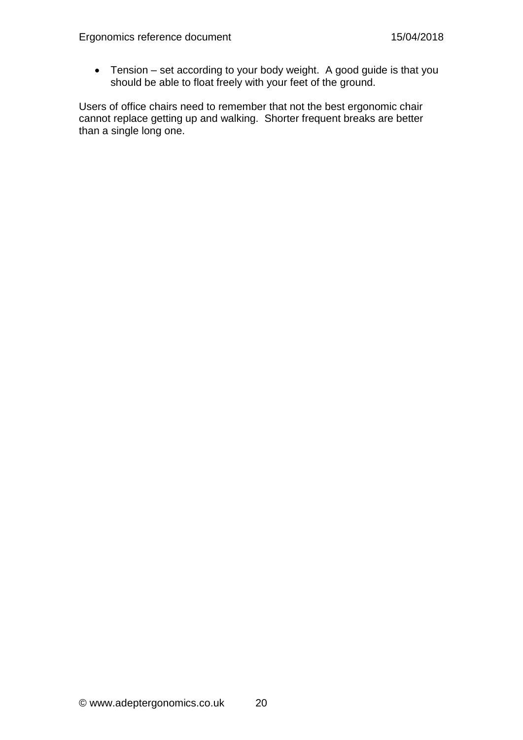- Tension – set according to your body weight. A good guide is that you should be able to float freely with your feet of the ground.

Users of office chairs need to remember that not the best ergonomic chair cannot replace getting up and walking. Shorter frequent breaks are better than a single long one.